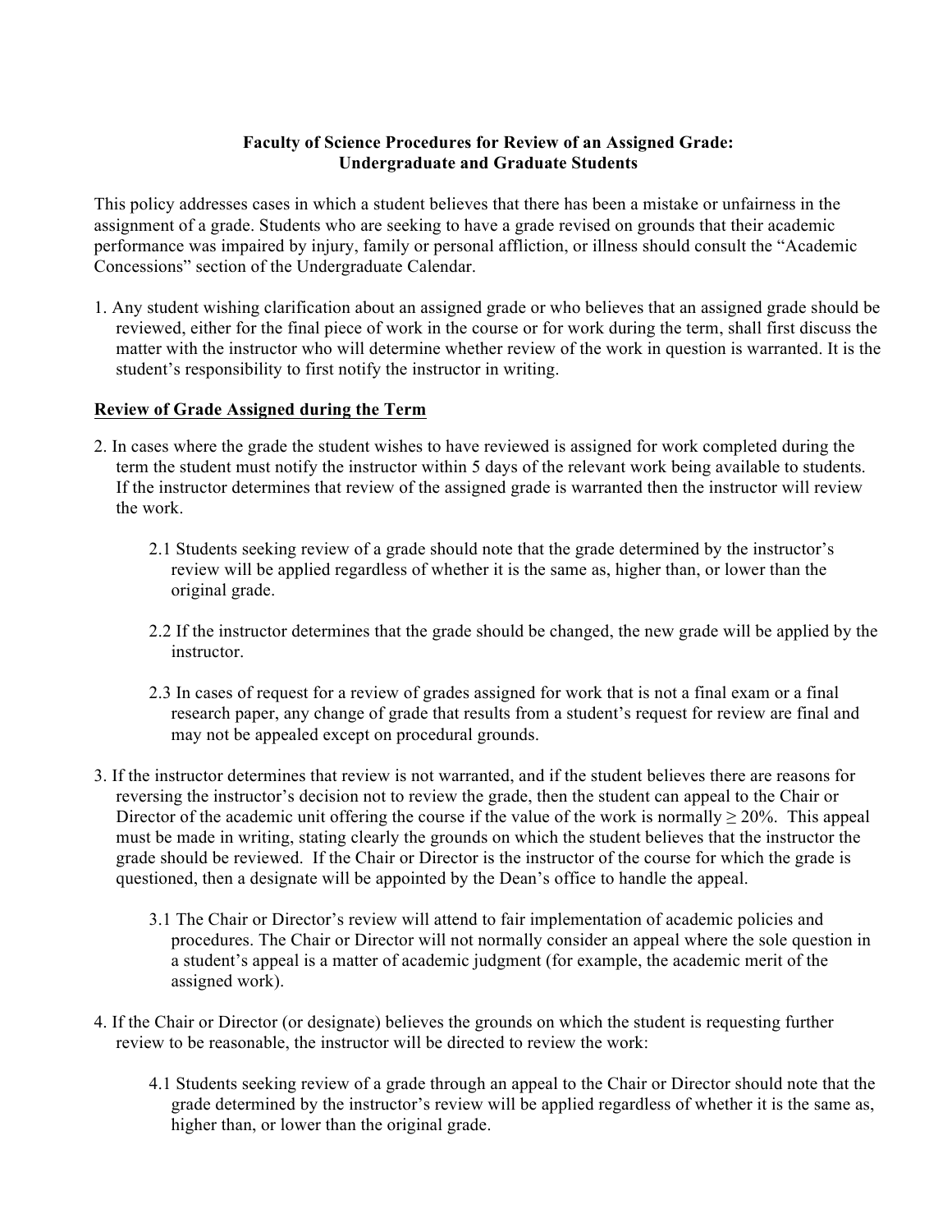**Faculty of Science Procedures for Review of an Assigned Grade: Undergraduate and Graduate Students**

This policy addresses cases in which a student believes that there has been a mistake or unfairness in the assignment of a grade. Students who are seeking to have a grade revised on grounds that their academic performance was impaired by injury, family or personal affliction, or illness should consult the "Academic Concessions" section of the Undergraduate Calendar.

1. Any student wishing clarification about an assigned grade or who believes that an assigned grade should be reviewed, either for the final piece of work in the course or for work during the term, shall first discuss the matter with the instructor who will determine whether review of the work in question is warranted. It is the student's responsibility to first notify the instructor in writing.

**Review of Grade Assigned during the Term**

2. In cases where the grade the student wishes to have reviewed is assigned for work completed during the term the student must notify the instructor within 5 days of the relevant work being available to students. If the instructor determines that review of the assigned grade is warranted then the instructor will review the work.

    2.1 Students seeking review of a grade should note that the grade determined by the instructor's review will be applied regardless of whether it is the same as, higher than, or lower than the original grade.

    2.2 If the instructor determines that the grade should be changed, the new grade will be applied by the instructor.

    2.3 In cases of request for a review of grades assigned for work that is not a final exam or a final research paper, any change of grade that results from a student's request for review are final and may not be appealed except on procedural grounds.

3. If the instructor determines that review is not warranted, and if the student believes there are reasons for reversing the instructor's decision not to review the grade, then the student can appeal to the Chair or Director of the academic unit offering the course if the value of the work is normally $\geq 20\%$. This appeal must be made in writing, stating clearly the grounds on which the student believes that the instructor the grade should be reviewed. If the Chair or Director is the instructor of the course for which the grade is questioned, then a designate will be appointed by the Dean's office to handle the appeal.

    3.1 The Chair or Director's review will attend to fair implementation of academic policies and procedures. The Chair or Director will not normally consider an appeal where the sole question in a student's appeal is a matter of academic judgment (for example, the academic merit of the assigned work).

4. If the Chair or Director (or designate) believes the grounds on which the student is requesting further review to be reasonable, the instructor will be directed to review the work:

    4.1 Students seeking review of a grade through an appeal to the Chair or Director should note that the grade determined by the instructor's review will be applied regardless of whether it is the same as, higher than, or lower than the original grade.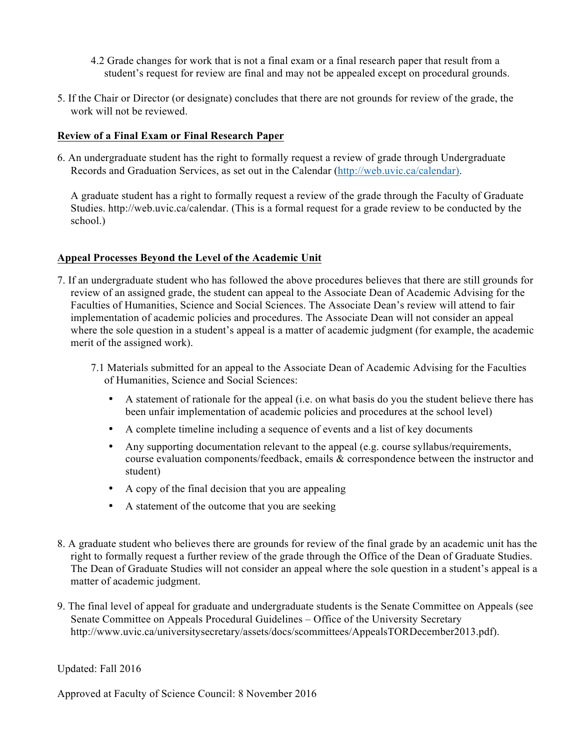4.2 Grade changes for work that is not a final exam or a final research paper that result from a student's request for review are final and may not be appealed except on procedural grounds.

5. If the Chair or Director (or designate) concludes that there are not grounds for review of the grade, the work will not be reviewed.

**Review of a Final Exam or Final Research Paper**

6. An undergraduate student has the right to formally request a review of grade through Undergraduate Records and Graduation Services, as set out in the Calendar (http://web.uvic.ca/calendar).

   A graduate student has a right to formally request a review of the grade through the Faculty of Graduate Studies. http://web.uvic.ca/calendar. (This is a formal request for a grade review to be conducted by the school.)

**Appeal Processes Beyond the Level of the Academic Unit**

7. If an undergraduate student who has followed the above procedures believes that there are still grounds for review of an assigned grade, the student can appeal to the Associate Dean of Academic Advising for the Faculties of Humanities, Science and Social Sciences. The Associate Dean's review will attend to fair implementation of academic policies and procedures. The Associate Dean will not consider an appeal where the sole question in a student's appeal is a matter of academic judgment (for example, the academic merit of the assigned work).

   7.1 Materials submitted for an appeal to the Associate Dean of Academic Advising for the Faculties of Humanities, Science and Social Sciences:

   - A statement of rationale for the appeal (i.e. on what basis do you the student believe there has been unfair implementation of academic policies and procedures at the school level)
   - A complete timeline including a sequence of events and a list of key documents
   - Any supporting documentation relevant to the appeal (e.g. course syllabus/requirements, course evaluation components/feedback, emails & correspondence between the instructor and student)
   - A copy of the final decision that you are appealing
   - A statement of the outcome that you are seeking

8. A graduate student who believes there are grounds for review of the final grade by an academic unit has the right to formally request a further review of the grade through the Office of the Dean of Graduate Studies. The Dean of Graduate Studies will not consider an appeal where the sole question in a student's appeal is a matter of academic judgment.

9. The final level of appeal for graduate and undergraduate students is the Senate Committee on Appeals (see Senate Committee on Appeals Procedural Guidelines – Office of the University Secretary http://www.uvic.ca/universitysecretary/assets/docs/scommittees/AppealsTORDecember2013.pdf).

Updated: Fall 2016

Approved at Faculty of Science Council: 8 November 2016